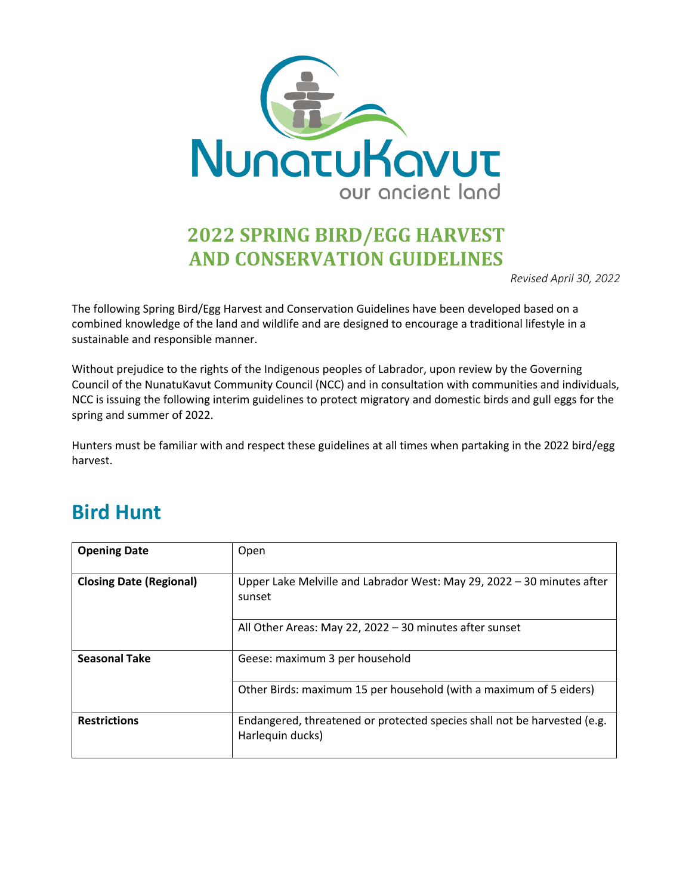# 2022 SPRING BIRD/EGG HARVEST AND CONSERVATION GUIDELINES

*Revised April 30, 2022*

The following Spring Bird/Egg Harvest and Conservation Guidelines have been developed based on a combined knowledge of the land and wildlife and are designed to encourage a traditional lifestyle in a sustainable and responsible manner.

Without prejudice to the rights of the Indigenous peoples of Labrador, upon review by the Governing Council of the NunatuKavut Community Council (NCC) and in consultation with communities and individuals, NCC is issuing the following interim guidelines to protect migratory and domestic birds and gull eggs for the spring and summer of 2022.

Hunters must be familiar with and respect these guidelines at all times when partaking in the 2022 bird/egg harvest.

## Bird Hunt

| **Opening Date** | Open |
|---|---|
| **Closing Date (Regional)** | Upper Lake Melville and Labrador West: May 29, 2022 – 30 minutes after sunset |
| | All Other Areas: May 22, 2022 – 30 minutes after sunset |
| **Seasonal Take** | Geese: maximum 3 per household |
| | Other Birds: maximum 15 per household (with a maximum of 5 eiders) |
| **Restrictions** | Endangered, threatened or protected species shall not be harvested (e.g. Harlequin ducks) |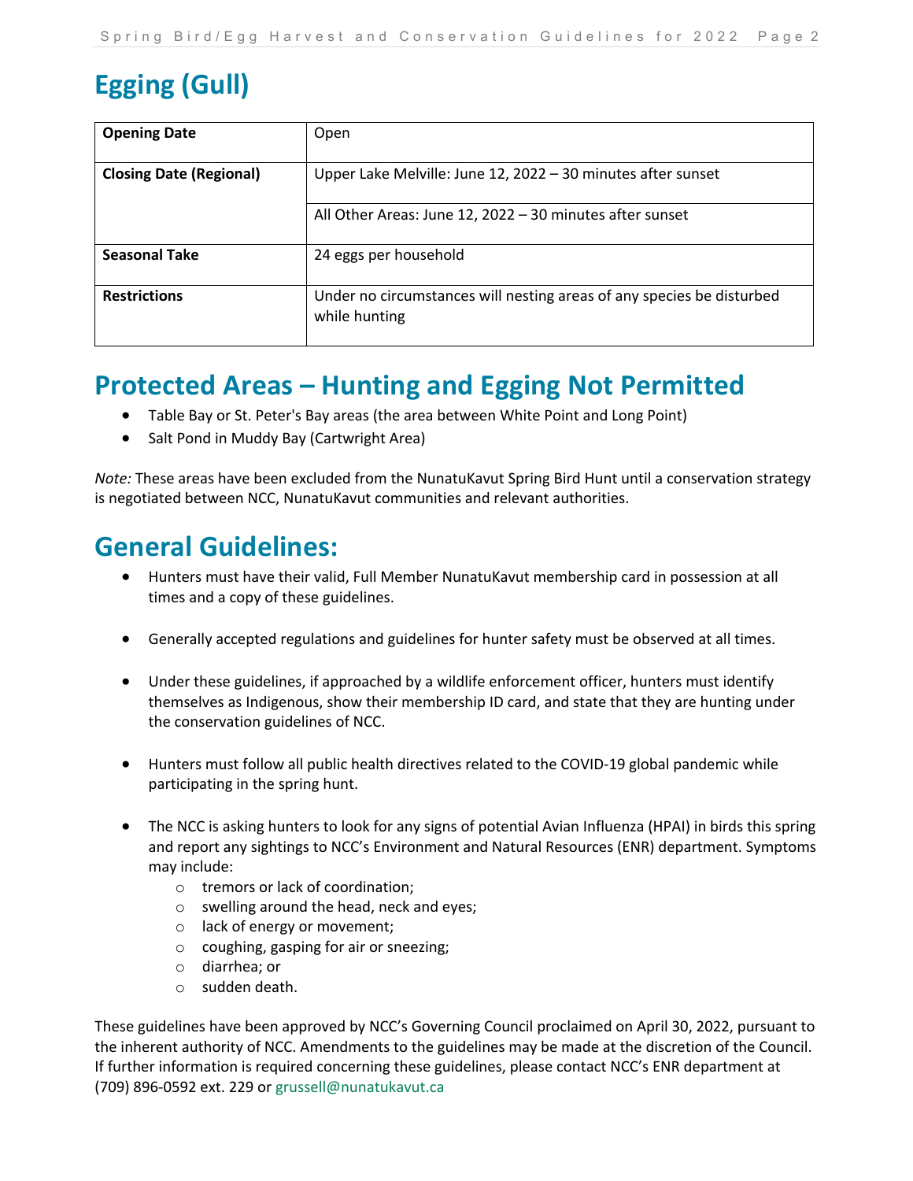# Egging (Gull)

| | |
|---|---|
| **Opening Date** | Open |
| **Closing Date (Regional)** | Upper Lake Melville: June 12, 2022 – 30 minutes after sunset |
| | All Other Areas: June 12, 2022 – 30 minutes after sunset |
| **Seasonal Take** | 24 eggs per household |
| **Restrictions** | Under no circumstances will nesting areas of any species be disturbed while hunting |

# Protected Areas – Hunting and Egging Not Permitted

- Table Bay or St. Peter's Bay areas (the area between White Point and Long Point)
- Salt Pond in Muddy Bay (Cartwright Area)

*Note:* These areas have been excluded from the NunatuKavut Spring Bird Hunt until a conservation strategy is negotiated between NCC, NunatuKavut communities and relevant authorities.

# General Guidelines:

- Hunters must have their valid, Full Member NunatuKavut membership card in possession at all times and a copy of these guidelines.
- Generally accepted regulations and guidelines for hunter safety must be observed at all times.
- Under these guidelines, if approached by a wildlife enforcement officer, hunters must identify themselves as Indigenous, show their membership ID card, and state that they are hunting under the conservation guidelines of NCC.
- Hunters must follow all public health directives related to the COVID-19 global pandemic while participating in the spring hunt.
- The NCC is asking hunters to look for any signs of potential Avian Influenza (HPAI) in birds this spring and report any sightings to NCC's Environment and Natural Resources (ENR) department. Symptoms may include:
  - tremors or lack of coordination;
  - swelling around the head, neck and eyes;
  - lack of energy or movement;
  - coughing, gasping for air or sneezing;
  - diarrhea; or
  - sudden death.

These guidelines have been approved by NCC's Governing Council proclaimed on April 30, 2022, pursuant to the inherent authority of NCC. Amendments to the guidelines may be made at the discretion of the Council. If further information is required concerning these guidelines, please contact NCC's ENR department at (709) 896-0592 ext. 229 or grussell@nunatukavut.ca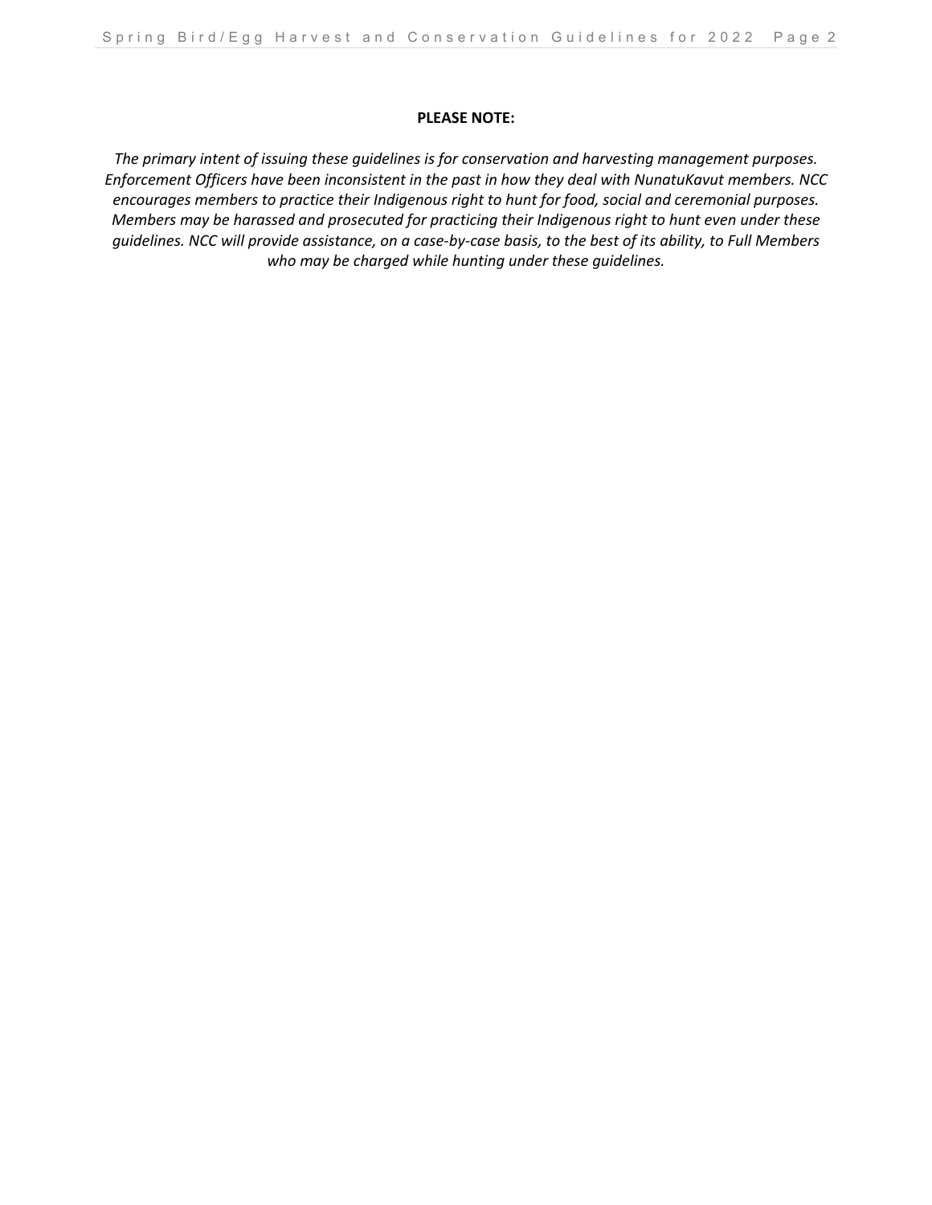**PLEASE NOTE:**

*The primary intent of issuing these guidelines is for conservation and harvesting management purposes. Enforcement Officers have been inconsistent in the past in how they deal with NunatuKavut members. NCC encourages members to practice their Indigenous right to hunt for food, social and ceremonial purposes. Members may be harassed and prosecuted for practicing their Indigenous right to hunt even under these guidelines. NCC will provide assistance, on a case-by-case basis, to the best of its ability, to Full Members who may be charged while hunting under these guidelines.*